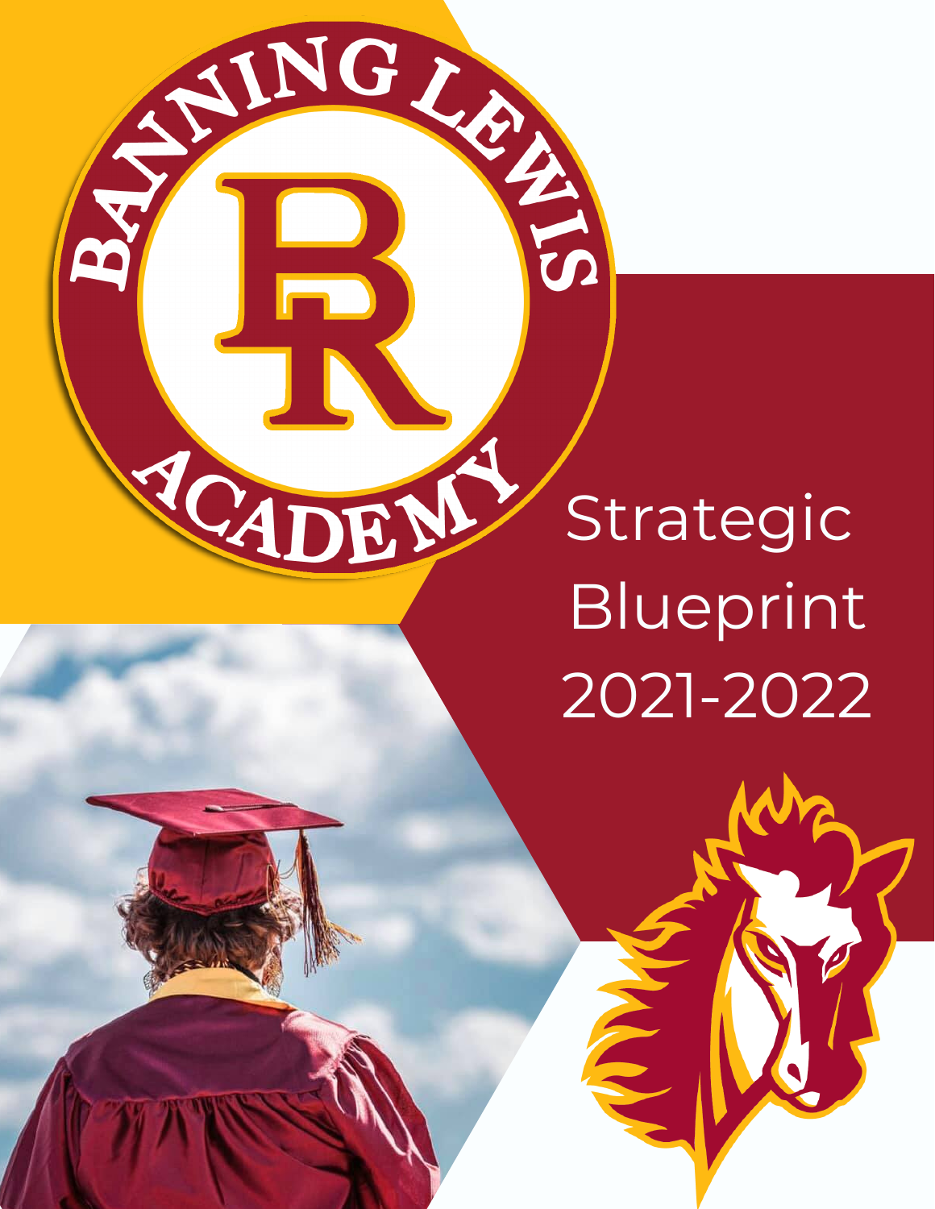BANNING LEWIS ACADEMY

# Strategic Blueprint 2021-2022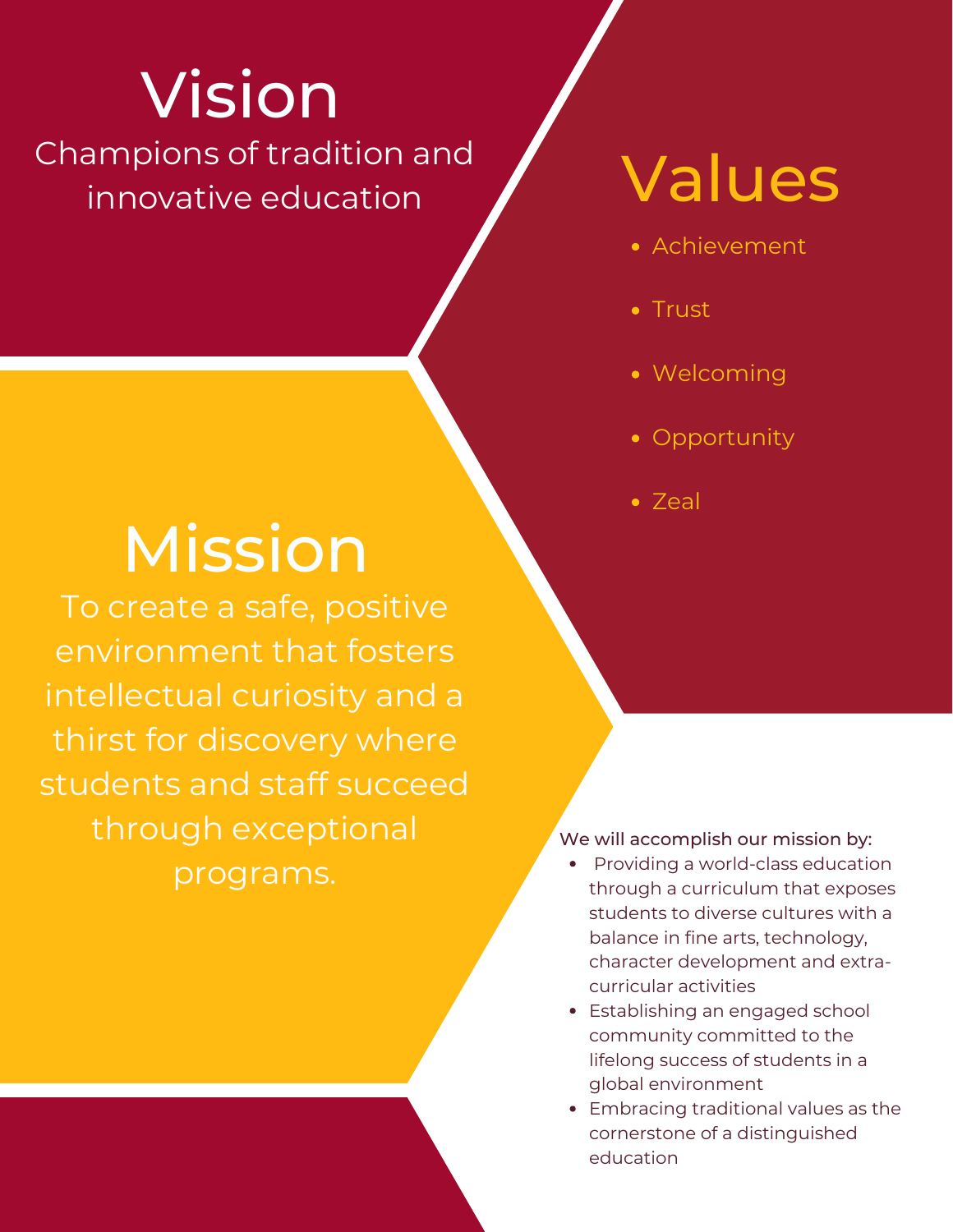# Vision

Champions of tradition and innovative education

# Values

- Achievement
- Trust
- Welcoming
- Opportunity
- Zeal

# Mission

To create a safe, positive environment that fosters intellectual curiosity and a thirst for discovery where students and staff succeed through exceptional programs.

We will accomplish our mission by:

- Providing a world-class education through a curriculum that exposes students to diverse cultures with a balance in fine arts, technology, character development and extra-curricular activities
- Establishing an engaged school community committed to the lifelong success of students in a global environment
- Embracing traditional values as the cornerstone of a distinguished education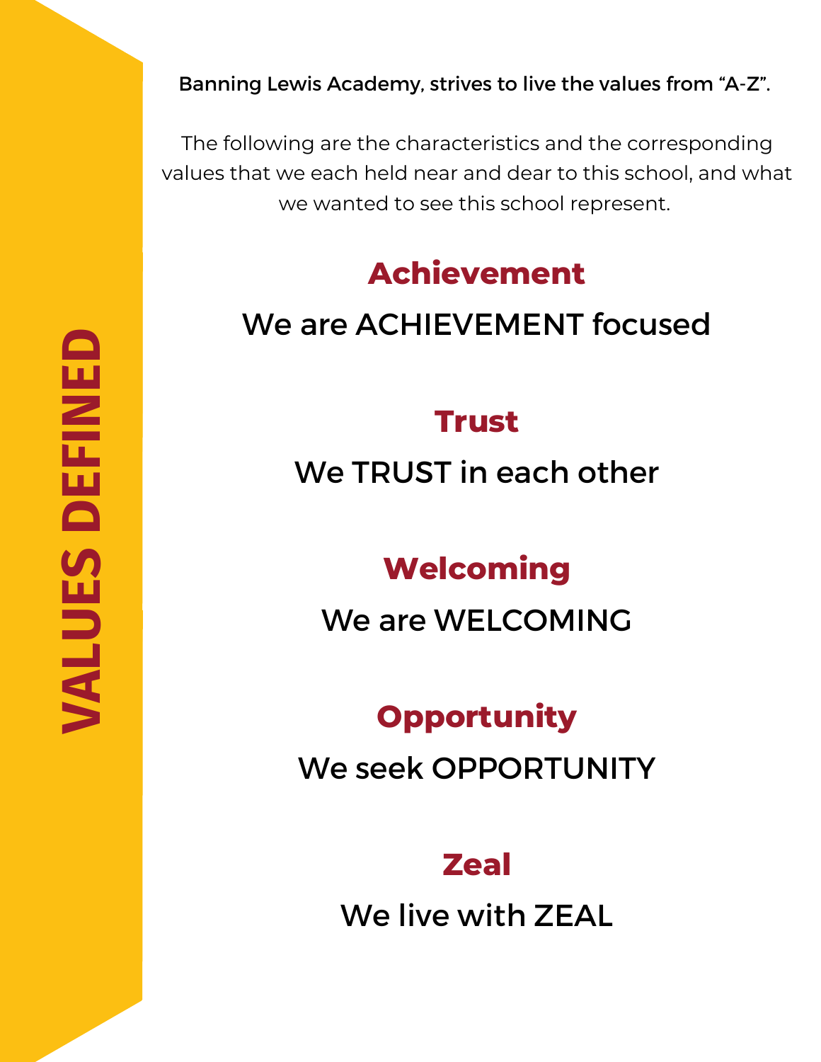# VALUES DEFINED

Banning Lewis Academy, strives to live the values from "A-Z".

The following are the characteristics and the corresponding values that we each held near and dear to this school, and what we wanted to see this school represent.

## Achievement

We are ACHIEVEMENT focused

## Trust

We TRUST in each other

## Welcoming

We are WELCOMING

## Opportunity

We seek OPPORTUNITY

## Zeal

We live with ZEAL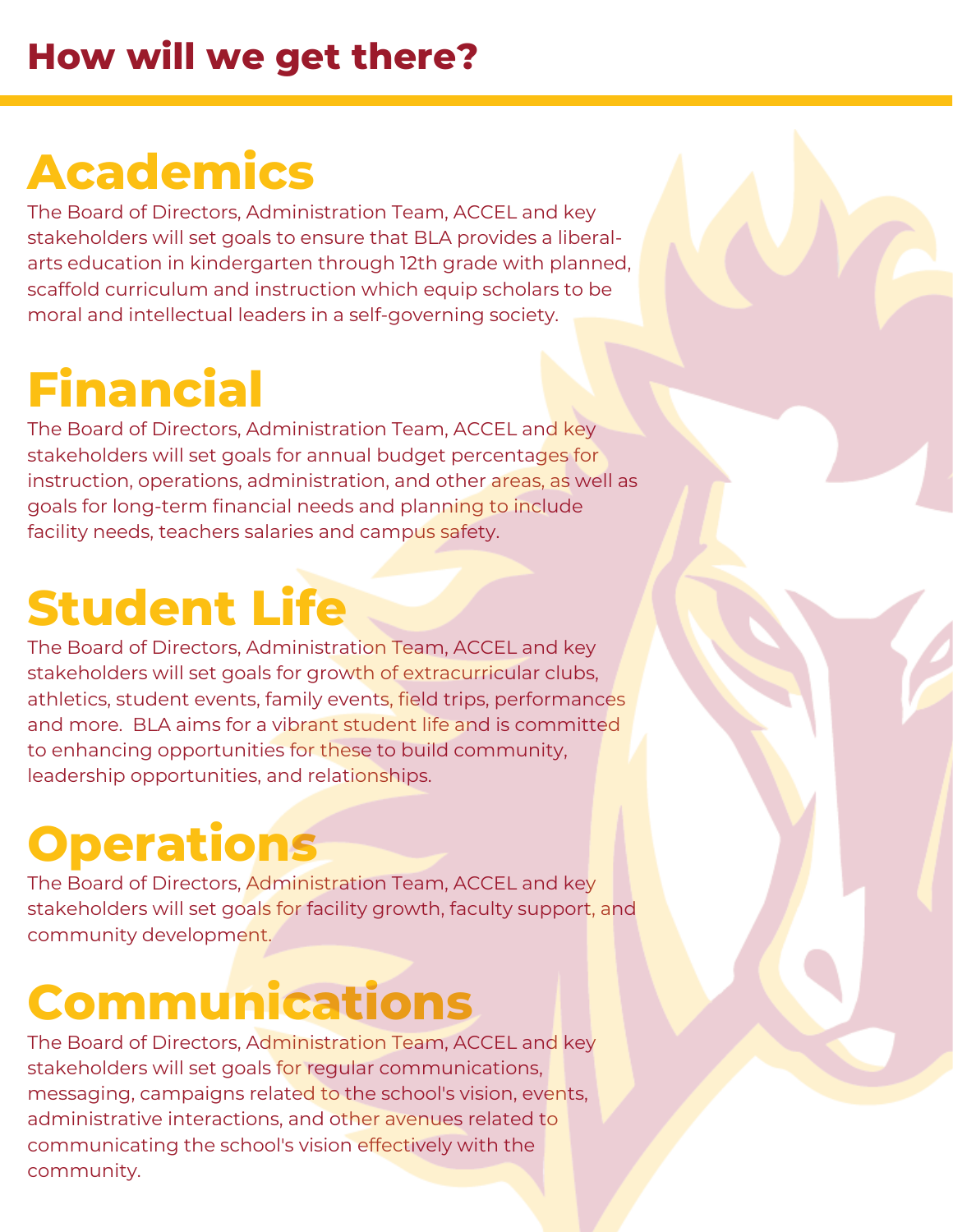# How will we get there?

## Academics

The Board of Directors, Administration Team, ACCEL and key stakeholders will set goals to ensure that BLA provides a liberal-arts education in kindergarten through 12th grade with planned, scaffold curriculum and instruction which equip scholars to be moral and intellectual leaders in a self-governing society.

## Financial

The Board of Directors, Administration Team, ACCEL and key stakeholders will set goals for annual budget percentages for instruction, operations, administration, and other areas, as well as goals for long-term financial needs and planning to include facility needs, teachers salaries and campus safety.

## Student Life

The Board of Directors, Administration Team, ACCEL and key stakeholders will set goals for growth of extracurricular clubs, athletics, student events, family events, field trips, performances and more. BLA aims for a vibrant student life and is committed to enhancing opportunities for these to build community, leadership opportunities, and relationships.

## Operations

The Board of Directors, Administration Team, ACCEL and key stakeholders will set goals for facility growth, faculty support, and community development.

## Communications

The Board of Directors, Administration Team, ACCEL and key stakeholders will set goals for regular communications, messaging, campaigns related to the school's vision, events, administrative interactions, and other avenues related to communicating the school's vision effectively with the community.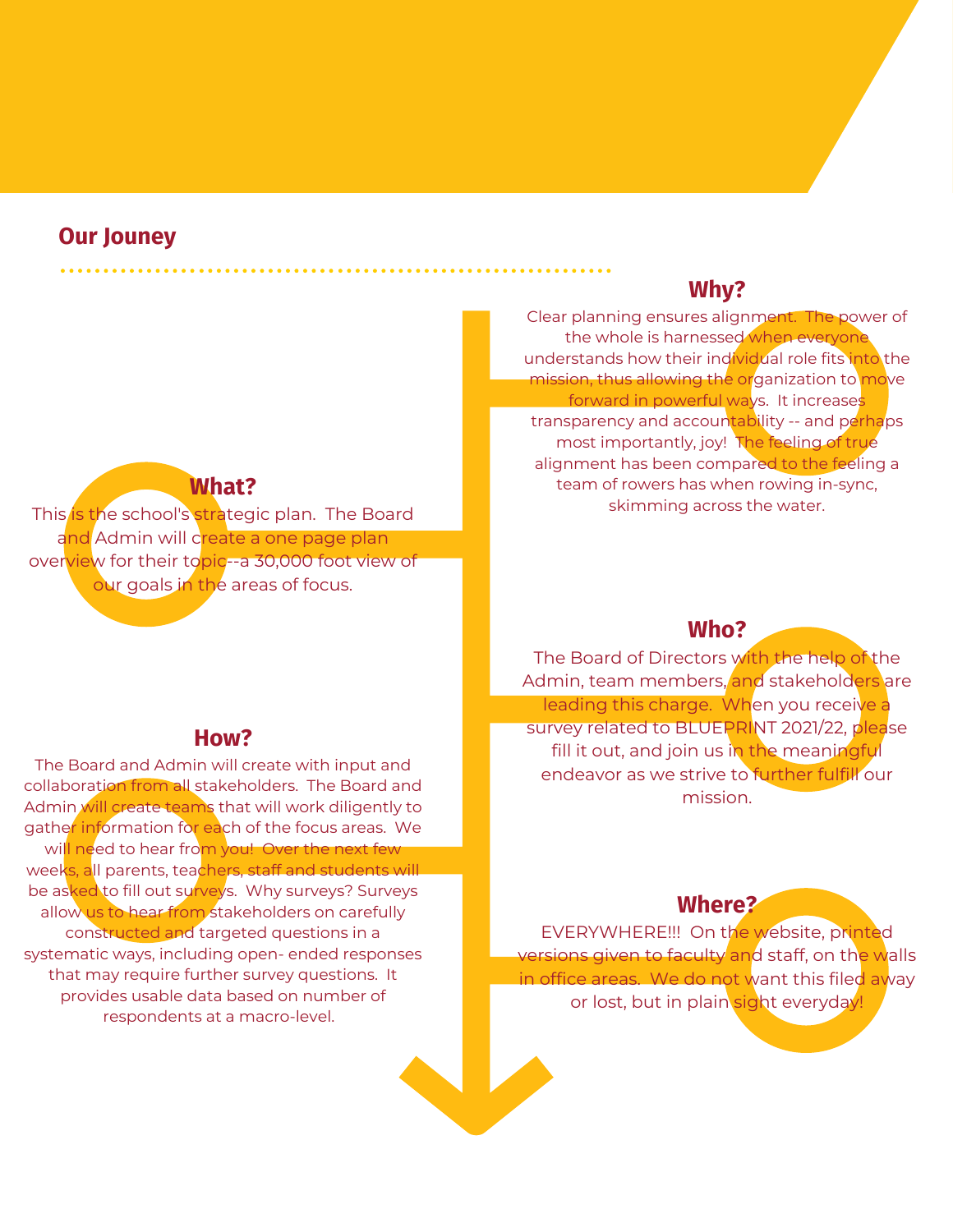## Our Jouney

### Why?

Clear planning ensures alignment. The power of the whole is harnessed when everyone understands how their individual role fits into the mission, thus allowing the organization to move forward in powerful ways. It increases transparency and accountability -- and perhaps most importantly, joy! The feeling of true alignment has been compared to the feeling a team of rowers has when rowing in-sync, skimming across the water.

### What?

This is the school's strategic plan. The Board and Admin will create a one page plan overview for their topic--a 30,000 foot view of our goals in the areas of focus.

### Who?

The Board of Directors with the help of the Admin, team members, and stakeholders are leading this charge. When you receive a survey related to BLUEPRINT 2021/22, please fill it out, and join us in the meaningful endeavor as we strive to further fulfill our mission.

### How?

The Board and Admin will create with input and collaboration from all stakeholders. The Board and Admin will create teams that will work diligently to gather information for each of the focus areas. We will need to hear from you! Over the next few weeks, all parents, teachers, staff and students will be asked to fill out surveys. Why surveys? Surveys allow us to hear from stakeholders on carefully constructed and targeted questions in a systematic ways, including open- ended responses that may require further survey questions. It provides usable data based on number of respondents at a macro-level.

### Where?

EVERYWHERE!!! On the website, printed versions given to faculty and staff, on the walls in office areas. We do not want this filed away or lost, but in plain sight everyday!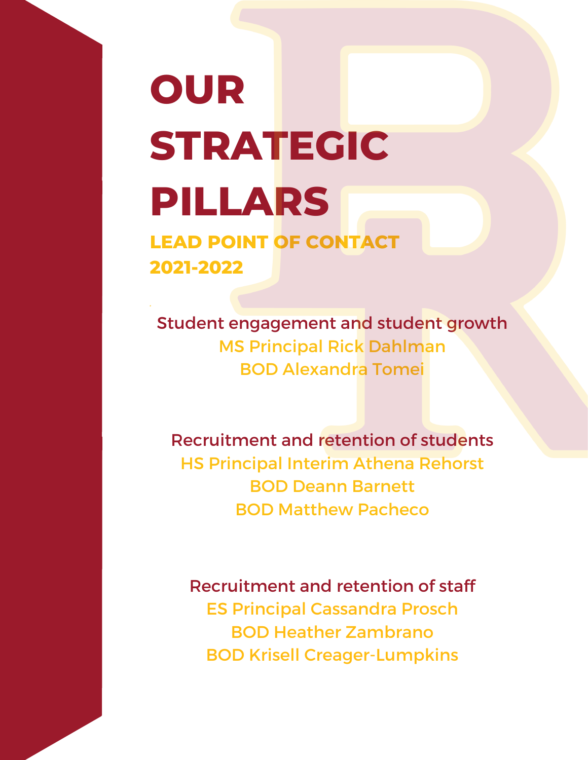# OUR STRATEGIC PILLARS

## LEAD POINT OF CONTACT 2021-2022

**Student engagement and student growth**

MS Principal Rick Dahlman

BOD Alexandra Tomei

**Recruitment and retention of students**

HS Principal Interim Athena Rehorst

BOD Deann Barnett

BOD Matthew Pacheco

**Recruitment and retention of staff**

ES Principal Cassandra Prosch

BOD Heather Zambrano

BOD Krisell Creager-Lumpkins